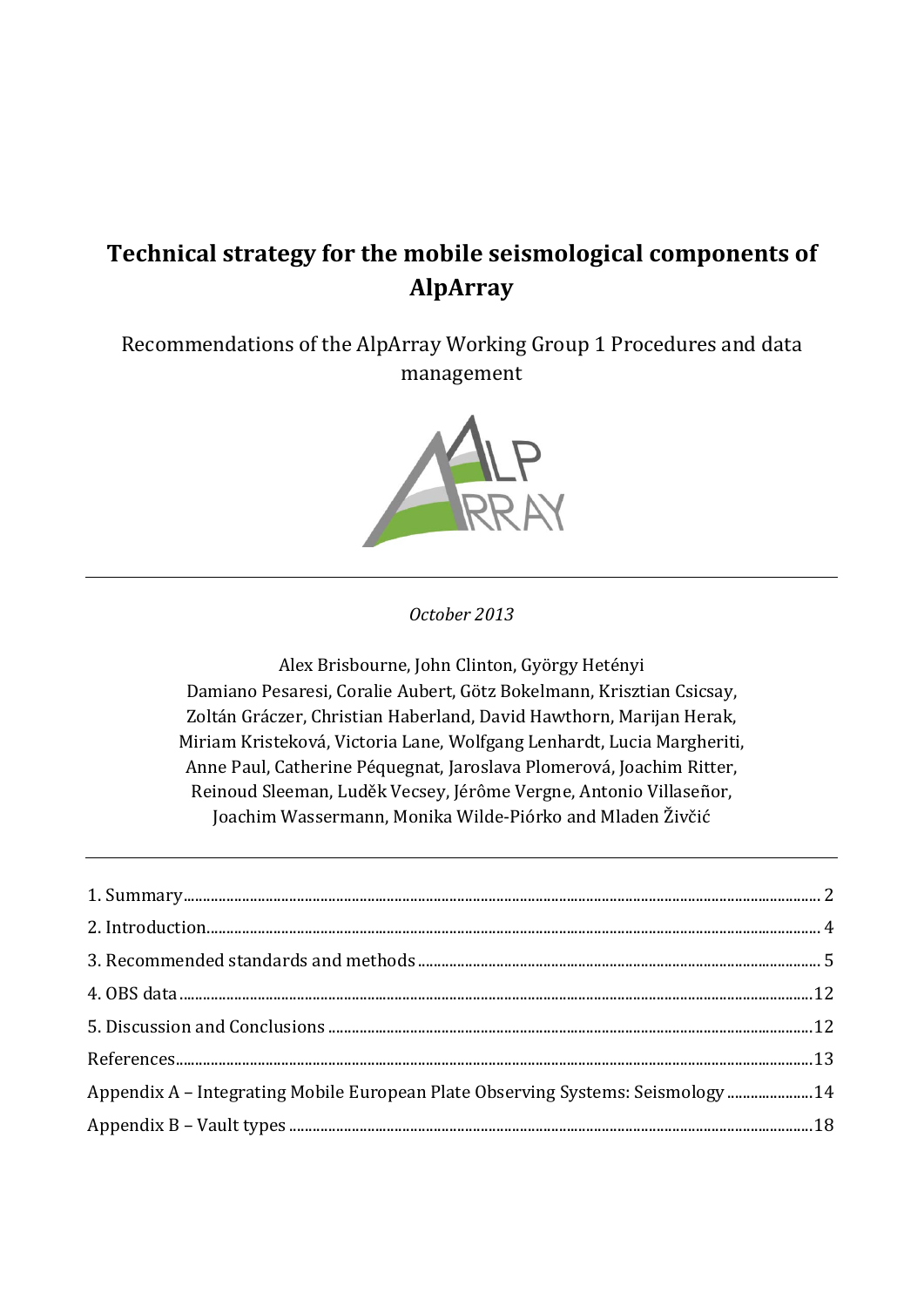# Technical strategy for the mobile seismological components of AlpArray

Recommendations of the AlpArray Working Group 1 Procedures and data management

---

*October 2013*

Alex Brisbourne, John Clinton, György Hetényi
Damiano Pesaresi, Coralie Aubert, Götz Bokelmann, Krisztian Csicsay,
Zoltán Gráczer, Christian Haberland, David Hawthorn, Marijan Herak,
Miriam Kristeková, Victoria Lane, Wolfgang Lenhardt, Lucia Margheriti,
Anne Paul, Catherine Péquegnat, Jaroslava Plomerová, Joachim Ritter,
Reinoud Sleeman, Luděk Vecsey, Jérôme Vergne, Antonio Villaseñor,
Joachim Wassermann, Monika Wilde-Piórko and Mladen Živčić

---

| | |
|---|---|
| 1. Summary | 2 |
| 2. Introduction | 4 |
| 3. Recommended standards and methods | 5 |
| 4. OBS data | 12 |
| 5. Discussion and Conclusions | 12 |
| References | 13 |
| Appendix A – Integrating Mobile European Plate Observing Systems: Seismology | 14 |
| Appendix B – Vault types | 18 |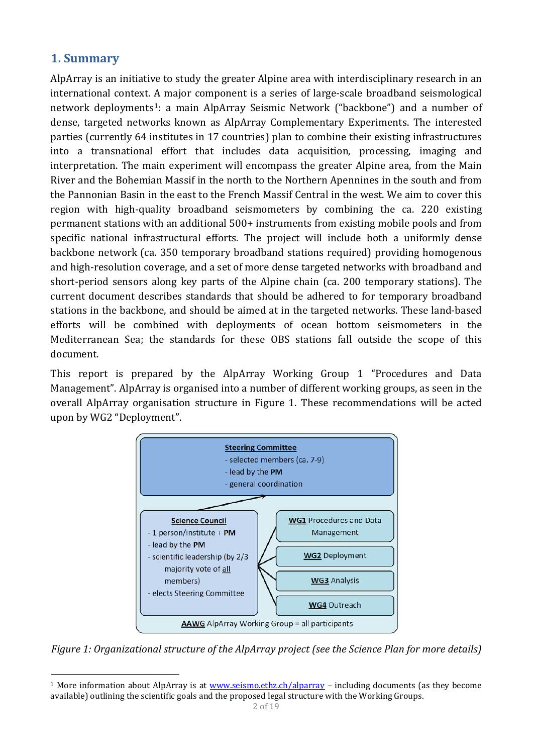## 1. Summary

AlpArray is an initiative to study the greater Alpine area with interdisciplinary research in an international context. A major component is a series of large-scale broadband seismological network deployments[1]: a main AlpArray Seismic Network ("backbone") and a number of dense, targeted networks known as AlpArray Complementary Experiments. The interested parties (currently 64 institutes in 17 countries) plan to combine their existing infrastructures into a transnational effort that includes data acquisition, processing, imaging and interpretation. The main experiment will encompass the greater Alpine area, from the Main River and the Bohemian Massif in the north to the Northern Apennines in the south and from the Pannonian Basin in the east to the French Massif Central in the west. We aim to cover this region with high-quality broadband seismometers by combining the ca. 220 existing permanent stations with an additional 500+ instruments from existing mobile pools and from specific national infrastructural efforts. The project will include both a uniformly dense backbone network (ca. 350 temporary broadband stations required) providing homogenous and high-resolution coverage, and a set of more dense targeted networks with broadband and short-period sensors along key parts of the Alpine chain (ca. 200 temporary stations). The current document describes standards that should be adhered to for temporary broadband stations in the backbone, and should be aimed at in the targeted networks. These land-based efforts will be combined with deployments of ocean bottom seismometers in the Mediterranean Sea; the standards for these OBS stations fall outside the scope of this document.

This report is prepared by the AlpArray Working Group 1 "Procedures and Data Management". AlpArray is organised into a number of different working groups, as seen in the overall AlpArray organisation structure in Figure 1. These recommendations will be acted upon by WG2 "Deployment".

**Steering Committee**
- selected members (ca. 7-9)
- lead by the **PM**
- general coordination

**Science Council**
- 1 person/institute + **PM**
- lead by the **PM**
- scientific leadership (by 2/3 majority vote of all members)
- elects Steering Committee

**WG1** Procedures and Data Management

**WG2** Deployment

**WG3** Analysis

**WG4** Outreach

**AAWG** AlpArray Working Group = all participants

*Figure 1: Organizational structure of the AlpArray project (see the Science Plan for more details)*

---

[1] More information about AlpArray is at www.seismo.ethz.ch/alparray – including documents (as they become available) outlining the scientific goals and the proposed legal structure with the Working Groups.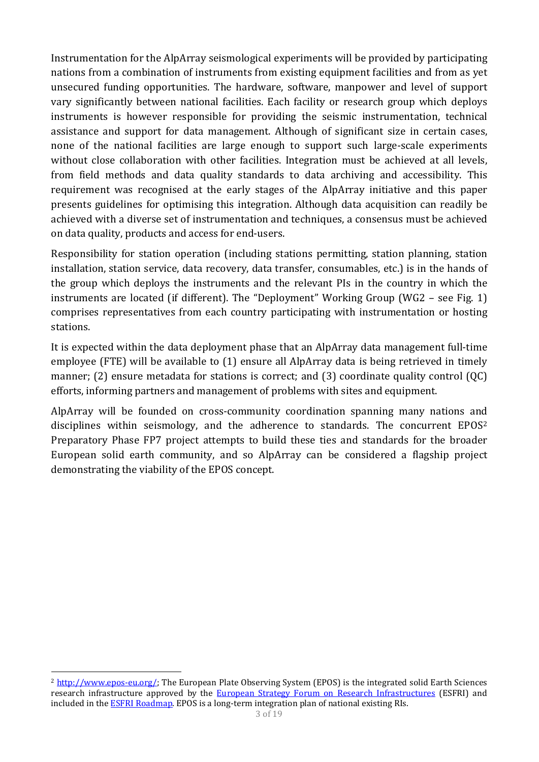Instrumentation for the AlpArray seismological experiments will be provided by participating nations from a combination of instruments from existing equipment facilities and from as yet unsecured funding opportunities. The hardware, software, manpower and level of support vary significantly between national facilities. Each facility or research group which deploys instruments is however responsible for providing the seismic instrumentation, technical assistance and support for data management. Although of significant size in certain cases, none of the national facilities are large enough to support such large-scale experiments without close collaboration with other facilities. Integration must be achieved at all levels, from field methods and data quality standards to data archiving and accessibility. This requirement was recognised at the early stages of the AlpArray initiative and this paper presents guidelines for optimising this integration. Although data acquisition can readily be achieved with a diverse set of instrumentation and techniques, a consensus must be achieved on data quality, products and access for end-users.

Responsibility for station operation (including stations permitting, station planning, station installation, station service, data recovery, data transfer, consumables, etc.) is in the hands of the group which deploys the instruments and the relevant PIs in the country in which the instruments are located (if different). The "Deployment" Working Group (WG2 – see Fig. 1) comprises representatives from each country participating with instrumentation or hosting stations.

It is expected within the data deployment phase that an AlpArray data management full-time employee (FTE) will be available to (1) ensure all AlpArray data is being retrieved in timely manner; (2) ensure metadata for stations is correct; and (3) coordinate quality control (QC) efforts, informing partners and management of problems with sites and equipment.

AlpArray will be founded on cross-community coordination spanning many nations and disciplines within seismology, and the adherence to standards. The concurrent EPOS[2] Preparatory Phase FP7 project attempts to build these ties and standards for the broader European solid earth community, and so AlpArray can be considered a flagship project demonstrating the viability of the EPOS concept.

[2] http://www.epos-eu.org/; The European Plate Observing System (EPOS) is the integrated solid Earth Sciences research infrastructure approved by the European Strategy Forum on Research Infrastructures (ESFRI) and included in the ESFRI Roadmap. EPOS is a long-term integration plan of national existing RIs.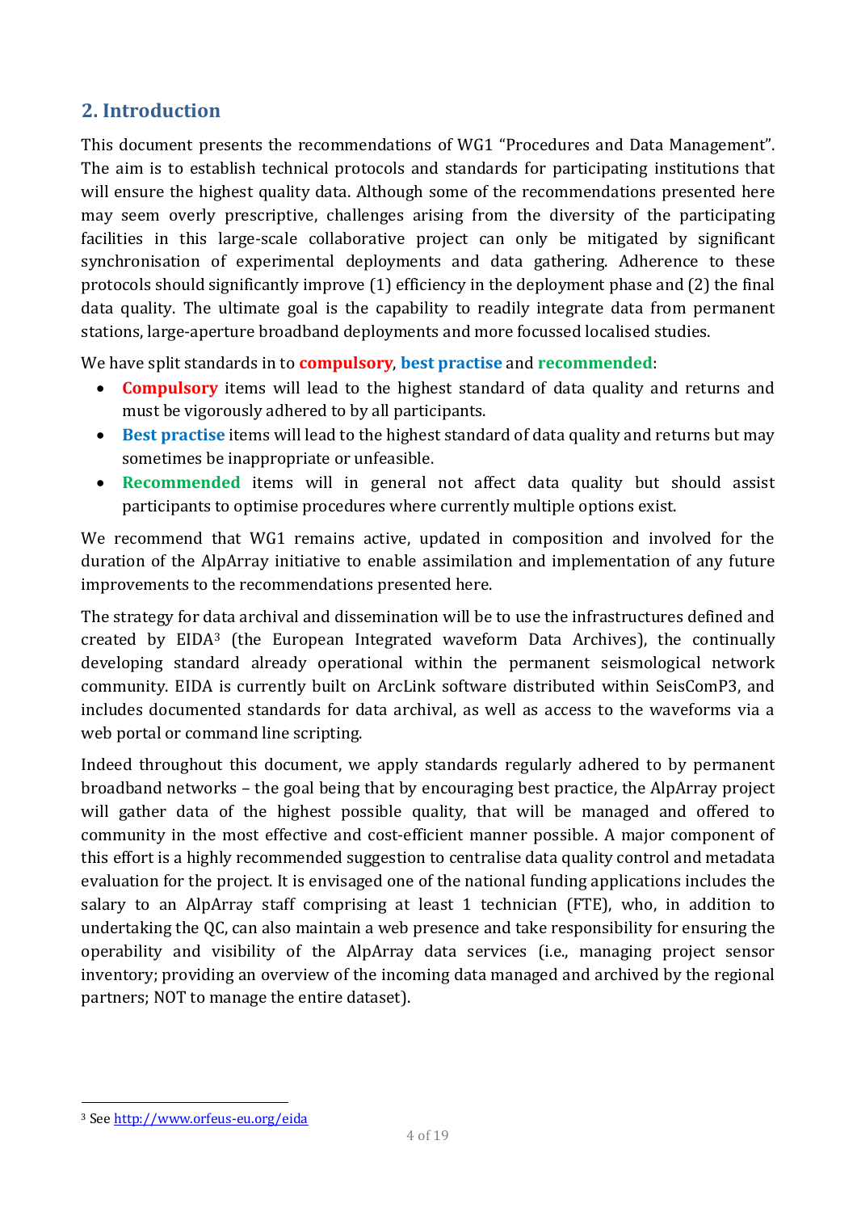## 2. Introduction

This document presents the recommendations of WG1 "Procedures and Data Management". The aim is to establish technical protocols and standards for participating institutions that will ensure the highest quality data. Although some of the recommendations presented here may seem overly prescriptive, challenges arising from the diversity of the participating facilities in this large-scale collaborative project can only be mitigated by significant synchronisation of experimental deployments and data gathering. Adherence to these protocols should significantly improve (1) efficiency in the deployment phase and (2) the final data quality. The ultimate goal is the capability to readily integrate data from permanent stations, large-aperture broadband deployments and more focussed localised studies.

We have split standards in to **compulsory**, **best practise** and **recommended**:

- **Compulsory** items will lead to the highest standard of data quality and returns and must be vigorously adhered to by all participants.
- **Best practise** items will lead to the highest standard of data quality and returns but may sometimes be inappropriate or unfeasible.
- **Recommended** items will in general not affect data quality but should assist participants to optimise procedures where currently multiple options exist.

We recommend that WG1 remains active, updated in composition and involved for the duration of the AlpArray initiative to enable assimilation and implementation of any future improvements to the recommendations presented here.

The strategy for data archival and dissemination will be to use the infrastructures defined and created by EIDA[3] (the European Integrated waveform Data Archives), the continually developing standard already operational within the permanent seismological network community. EIDA is currently built on ArcLink software distributed within SeisComP3, and includes documented standards for data archival, as well as access to the waveforms via a web portal or command line scripting.

Indeed throughout this document, we apply standards regularly adhered to by permanent broadband networks – the goal being that by encouraging best practice, the AlpArray project will gather data of the highest possible quality, that will be managed and offered to community in the most effective and cost-efficient manner possible. A major component of this effort is a highly recommended suggestion to centralise data quality control and metadata evaluation for the project. It is envisaged one of the national funding applications includes the salary to an AlpArray staff comprising at least 1 technician (FTE), who, in addition to undertaking the QC, can also maintain a web presence and take responsibility for ensuring the operability and visibility of the AlpArray data services (i.e., managing project sensor inventory; providing an overview of the incoming data managed and archived by the regional partners; NOT to manage the entire dataset).

[3] See http://www.orfeus-eu.org/eida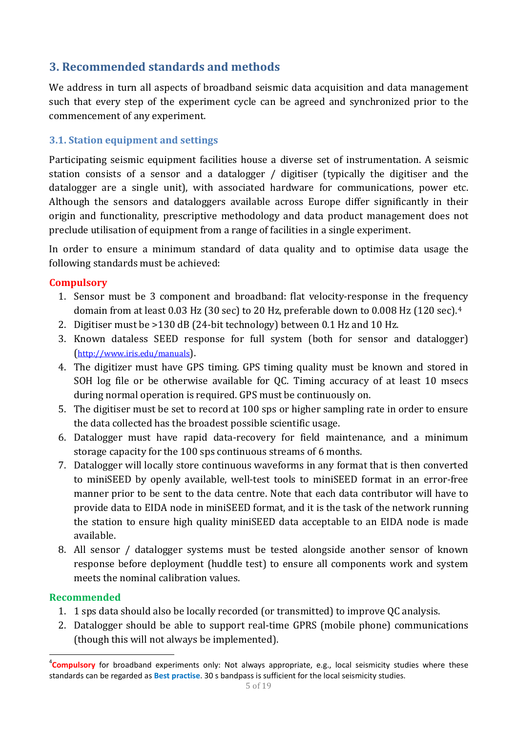## 3. Recommended standards and methods

We address in turn all aspects of broadband seismic data acquisition and data management such that every step of the experiment cycle can be agreed and synchronized prior to the commencement of any experiment.

### 3.1. Station equipment and settings

Participating seismic equipment facilities house a diverse set of instrumentation. A seismic station consists of a sensor and a datalogger / digitiser (typically the digitiser and the datalogger are a single unit), with associated hardware for communications, power etc. Although the sensors and dataloggers available across Europe differ significantly in their origin and functionality, prescriptive methodology and data product management does not preclude utilisation of equipment from a range of facilities in a single experiment.

In order to ensure a minimum standard of data quality and to optimise data usage the following standards must be achieved:

**Compulsory**

1. Sensor must be 3 component and broadband: flat velocity-response in the frequency domain from at least 0.03 Hz (30 sec) to 20 Hz, preferable down to 0.008 Hz (120 sec).[4]
2. Digitiser must be >130 dB (24-bit technology) between 0.1 Hz and 10 Hz.
3. Known dataless SEED response for full system (both for sensor and datalogger) (http://www.iris.edu/manuals).
4. The digitizer must have GPS timing. GPS timing quality must be known and stored in SOH log file or be otherwise available for QC. Timing accuracy of at least 10 msecs during normal operation is required. GPS must be continuously on.
5. The digitiser must be set to record at 100 sps or higher sampling rate in order to ensure the data collected has the broadest possible scientific usage.
6. Datalogger must have rapid data-recovery for field maintenance, and a minimum storage capacity for the 100 sps continuous streams of 6 months.
7. Datalogger will locally store continuous waveforms in any format that is then converted to miniSEED by openly available, well-test tools to miniSEED format in an error-free manner prior to be sent to the data centre. Note that each data contributor will have to provide data to EIDA node in miniSEED format, and it is the task of the network running the station to ensure high quality miniSEED data acceptable to an EIDA node is made available.
8. All sensor / datalogger systems must be tested alongside another sensor of known response before deployment (huddle test) to ensure all components work and system meets the nominal calibration values.

**Recommended**

1. 1 sps data should also be locally recorded (or transmitted) to improve QC analysis.
2. Datalogger should be able to support real-time GPRS (mobile phone) communications (though this will not always be implemented).

---

[4] **Compulsory** for broadband experiments only: Not always appropriate, e.g., local seismicity studies where these standards can be regarded as **Best practise**. 30 s bandpass is sufficient for the local seismicity studies.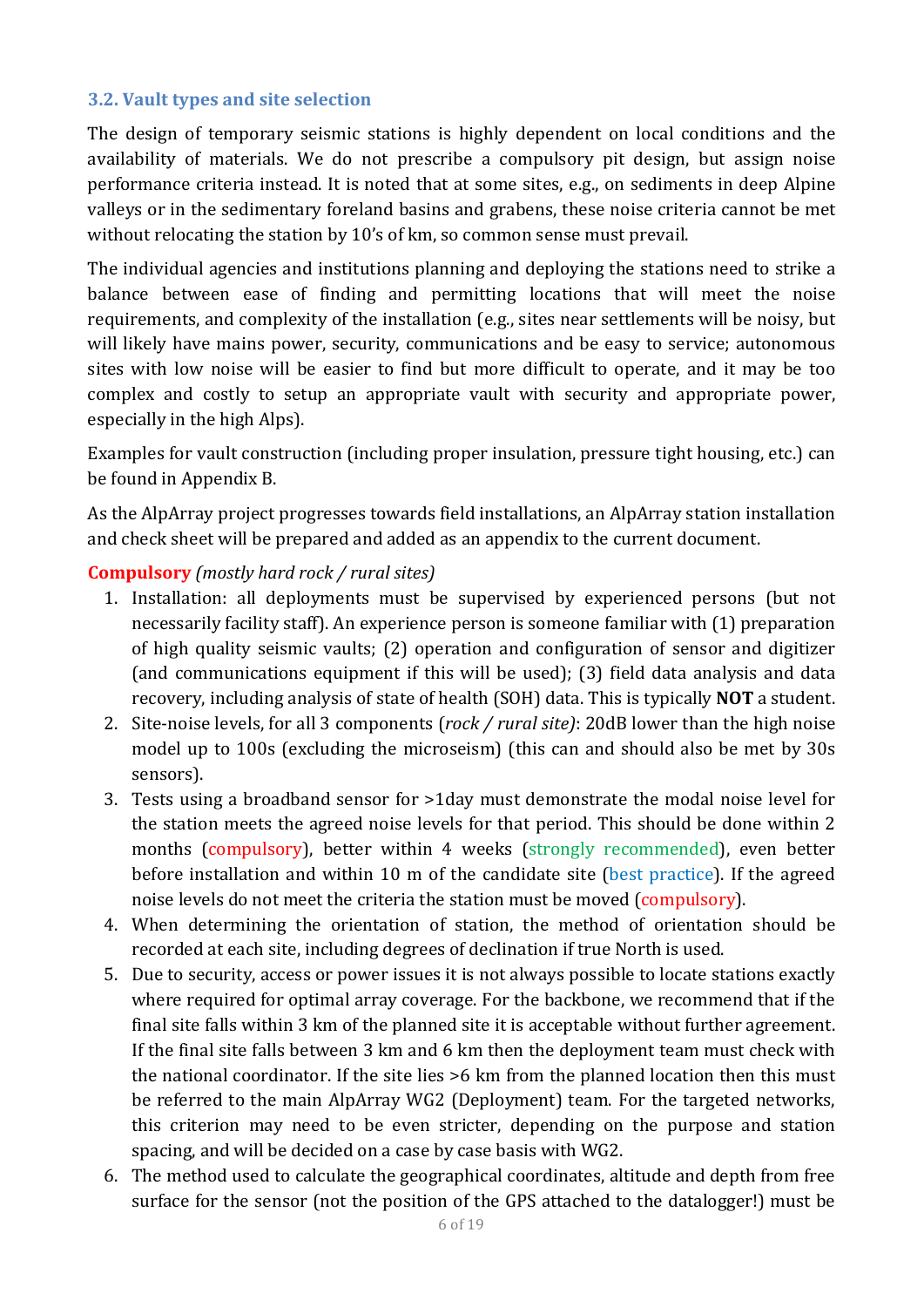### 3.2. Vault types and site selection

The design of temporary seismic stations is highly dependent on local conditions and the availability of materials. We do not prescribe a compulsory pit design, but assign noise performance criteria instead. It is noted that at some sites, e.g., on sediments in deep Alpine valleys or in the sedimentary foreland basins and grabens, these noise criteria cannot be met without relocating the station by 10's of km, so common sense must prevail.

The individual agencies and institutions planning and deploying the stations need to strike a balance between ease of finding and permitting locations that will meet the noise requirements, and complexity of the installation (e.g., sites near settlements will be noisy, but will likely have mains power, security, communications and be easy to service; autonomous sites with low noise will be easier to find but more difficult to operate, and it may be too complex and costly to setup an appropriate vault with security and appropriate power, especially in the high Alps).

Examples for vault construction (including proper insulation, pressure tight housing, etc.) can be found in Appendix B.

As the AlpArray project progresses towards field installations, an AlpArray station installation and check sheet will be prepared and added as an appendix to the current document.

**Compulsory** *(mostly hard rock / rural sites)*

1. Installation: all deployments must be supervised by experienced persons (but not necessarily facility staff). An experience person is someone familiar with (1) preparation of high quality seismic vaults; (2) operation and configuration of sensor and digitizer (and communications equipment if this will be used); (3) field data analysis and data recovery, including analysis of state of health (SOH) data. This is typically **NOT** a student.
2. Site-noise levels, for all 3 components (*rock / rural site)*: 20dB lower than the high noise model up to 100s (excluding the microseism) (this can and should also be met by 30s sensors).
3. Tests using a broadband sensor for >1day must demonstrate the modal noise level for the station meets the agreed noise levels for that period. This should be done within 2 months (compulsory), better within 4 weeks (strongly recommended), even better before installation and within 10 m of the candidate site (best practice). If the agreed noise levels do not meet the criteria the station must be moved (compulsory).
4. When determining the orientation of station, the method of orientation should be recorded at each site, including degrees of declination if true North is used.
5. Due to security, access or power issues it is not always possible to locate stations exactly where required for optimal array coverage. For the backbone, we recommend that if the final site falls within 3 km of the planned site it is acceptable without further agreement. If the final site falls between 3 km and 6 km then the deployment team must check with the national coordinator. If the site lies >6 km from the planned location then this must be referred to the main AlpArray WG2 (Deployment) team. For the targeted networks, this criterion may need to be even stricter, depending on the purpose and station spacing, and will be decided on a case by case basis with WG2.
6. The method used to calculate the geographical coordinates, altitude and depth from free surface for the sensor (not the position of the GPS attached to the datalogger!) must be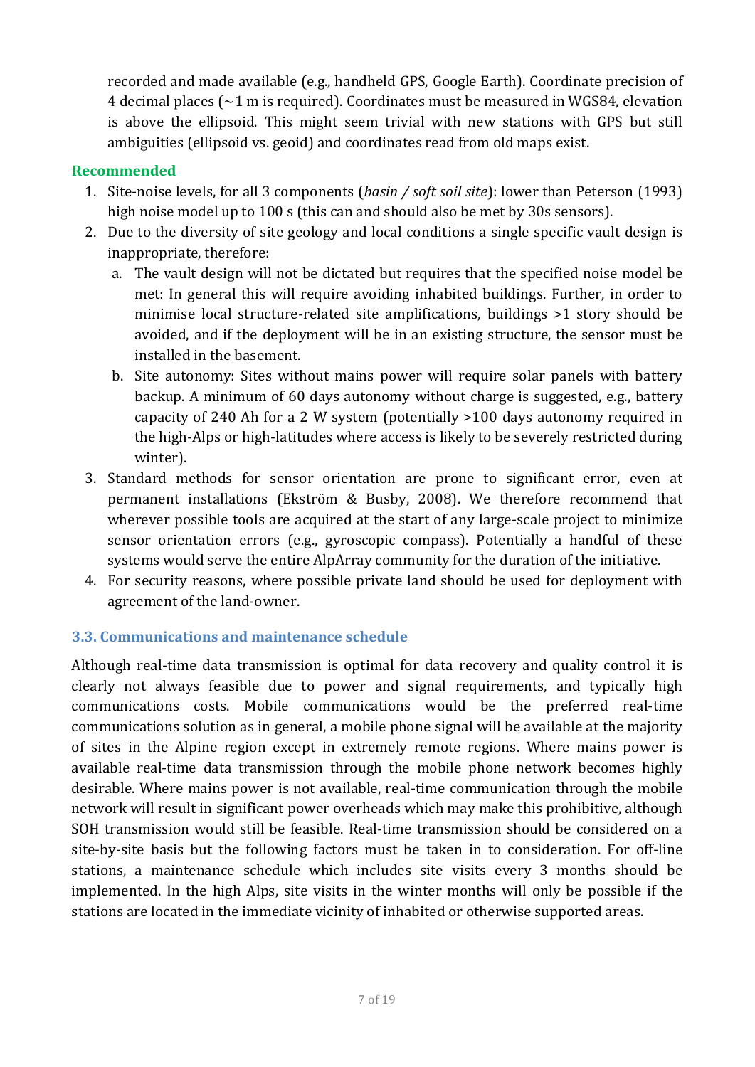recorded and made available (e.g., handheld GPS, Google Earth). Coordinate precision of 4 decimal places (~1 m is required). Coordinates must be measured in WGS84, elevation is above the ellipsoid. This might seem trivial with new stations with GPS but still ambiguities (ellipsoid vs. geoid) and coordinates read from old maps exist.

**Recommended**

1. Site-noise levels, for all 3 components (*basin / soft soil site*): lower than Peterson (1993) high noise model up to 100 s (this can and should also be met by 30s sensors).
2. Due to the diversity of site geology and local conditions a single specific vault design is inappropriate, therefore:
   a. The vault design will not be dictated but requires that the specified noise model be met: In general this will require avoiding inhabited buildings. Further, in order to minimise local structure-related site amplifications, buildings >1 story should be avoided, and if the deployment will be in an existing structure, the sensor must be installed in the basement.
   b. Site autonomy: Sites without mains power will require solar panels with battery backup. A minimum of 60 days autonomy without charge is suggested, e.g., battery capacity of 240 Ah for a 2 W system (potentially >100 days autonomy required in the high-Alps or high-latitudes where access is likely to be severely restricted during winter).
3. Standard methods for sensor orientation are prone to significant error, even at permanent installations (Ekström & Busby, 2008). We therefore recommend that wherever possible tools are acquired at the start of any large-scale project to minimize sensor orientation errors (e.g., gyroscopic compass). Potentially a handful of these systems would serve the entire AlpArray community for the duration of the initiative.
4. For security reasons, where possible private land should be used for deployment with agreement of the land-owner.

### 3.3. Communications and maintenance schedule

Although real-time data transmission is optimal for data recovery and quality control it is clearly not always feasible due to power and signal requirements, and typically high communications costs. Mobile communications would be the preferred real-time communications solution as in general, a mobile phone signal will be available at the majority of sites in the Alpine region except in extremely remote regions. Where mains power is available real-time data transmission through the mobile phone network becomes highly desirable. Where mains power is not available, real-time communication through the mobile network will result in significant power overheads which may make this prohibitive, although SOH transmission would still be feasible. Real-time transmission should be considered on a site-by-site basis but the following factors must be taken in to consideration. For off-line stations, a maintenance schedule which includes site visits every 3 months should be implemented. In the high Alps, site visits in the winter months will only be possible if the stations are located in the immediate vicinity of inhabited or otherwise supported areas.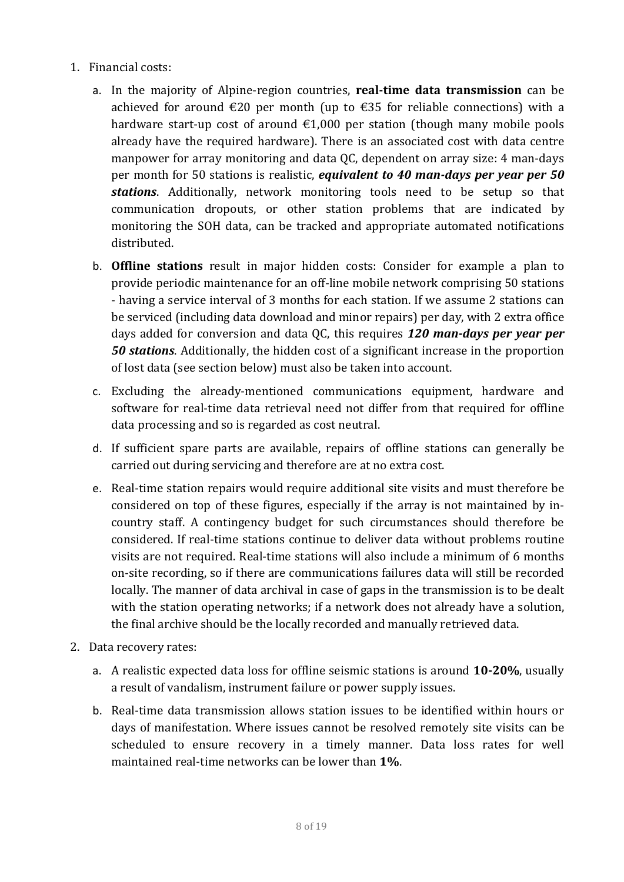1. Financial costs:

    a. In the majority of Alpine-region countries, **real-time data transmission** can be achieved for around €20 per month (up to €35 for reliable connections) with a hardware start-up cost of around €1,000 per station (though many mobile pools already have the required hardware). There is an associated cost with data centre manpower for array monitoring and data QC, dependent on array size: 4 man-days per month for 50 stations is realistic, ***equivalent to 40 man-days per year per 50 stations***. Additionally, network monitoring tools need to be setup so that communication dropouts, or other station problems that are indicated by monitoring the SOH data, can be tracked and appropriate automated notifications distributed.

    b. **Offline stations** result in major hidden costs: Consider for example a plan to provide periodic maintenance for an off-line mobile network comprising 50 stations - having a service interval of 3 months for each station. If we assume 2 stations can be serviced (including data download and minor repairs) per day, with 2 extra office days added for conversion and data QC, this requires ***120 man-days per year per 50 stations***. Additionally, the hidden cost of a significant increase in the proportion of lost data (see section below) must also be taken into account.

    c. Excluding the already-mentioned communications equipment, hardware and software for real-time data retrieval need not differ from that required for offline data processing and so is regarded as cost neutral.

    d. If sufficient spare parts are available, repairs of offline stations can generally be carried out during servicing and therefore are at no extra cost.

    e. Real-time station repairs would require additional site visits and must therefore be considered on top of these figures, especially if the array is not maintained by in-country staff. A contingency budget for such circumstances should therefore be considered. If real-time stations continue to deliver data without problems routine visits are not required. Real-time stations will also include a minimum of 6 months on-site recording, so if there are communications failures data will still be recorded locally. The manner of data archival in case of gaps in the transmission is to be dealt with the station operating networks; if a network does not already have a solution, the final archive should be the locally recorded and manually retrieved data.

2. Data recovery rates:

    a. A realistic expected data loss for offline seismic stations is around **10-20%**, usually a result of vandalism, instrument failure or power supply issues.

    b. Real-time data transmission allows station issues to be identified within hours or days of manifestation. Where issues cannot be resolved remotely site visits can be scheduled to ensure recovery in a timely manner. Data loss rates for well maintained real-time networks can be lower than **1%**.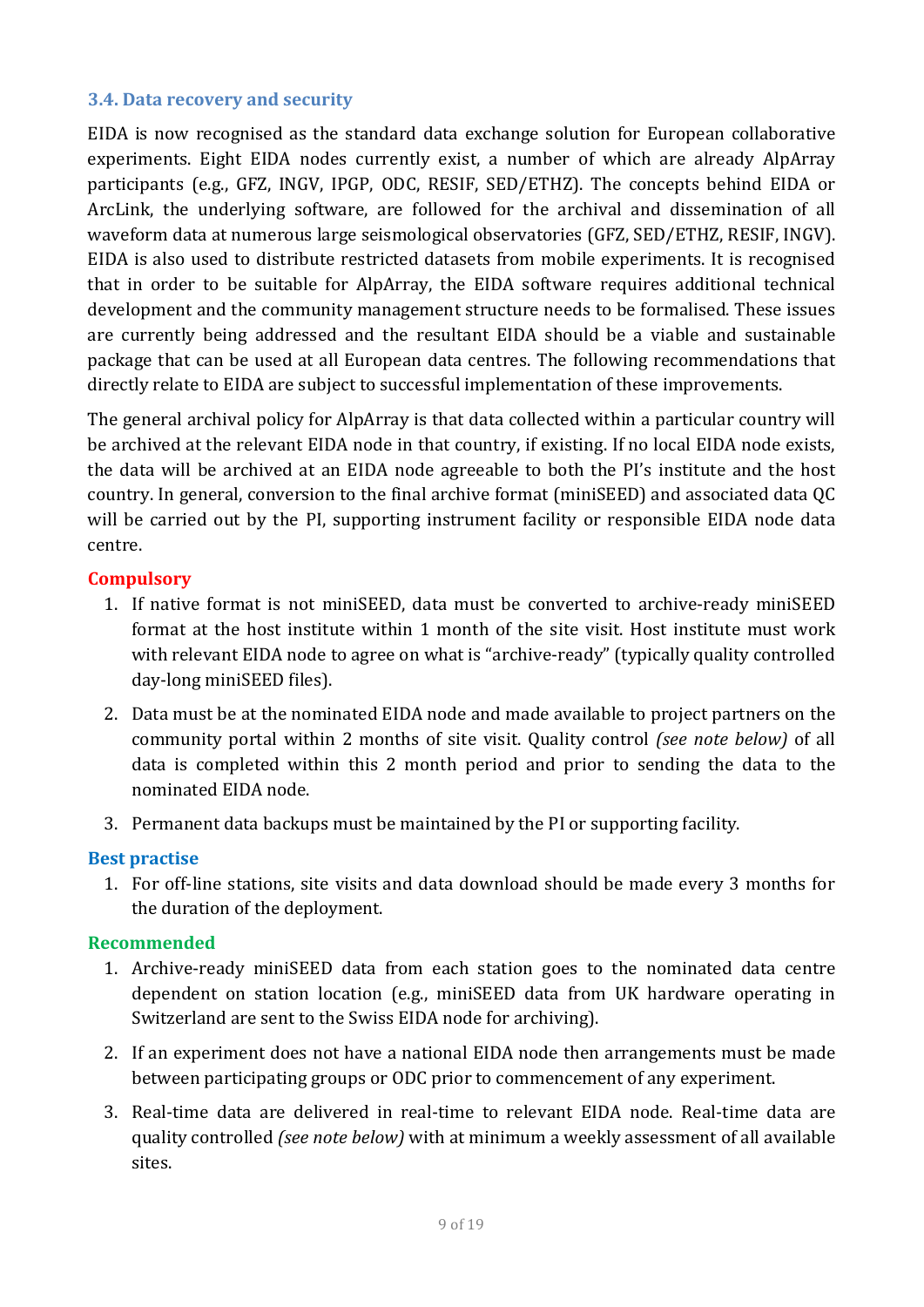### 3.4. Data recovery and security

EIDA is now recognised as the standard data exchange solution for European collaborative experiments. Eight EIDA nodes currently exist, a number of which are already AlpArray participants (e.g., GFZ, INGV, IPGP, ODC, RESIF, SED/ETHZ). The concepts behind EIDA or ArcLink, the underlying software, are followed for the archival and dissemination of all waveform data at numerous large seismological observatories (GFZ, SED/ETHZ, RESIF, INGV). EIDA is also used to distribute restricted datasets from mobile experiments. It is recognised that in order to be suitable for AlpArray, the EIDA software requires additional technical development and the community management structure needs to be formalised. These issues are currently being addressed and the resultant EIDA should be a viable and sustainable package that can be used at all European data centres. The following recommendations that directly relate to EIDA are subject to successful implementation of these improvements.

The general archival policy for AlpArray is that data collected within a particular country will be archived at the relevant EIDA node in that country, if existing. If no local EIDA node exists, the data will be archived at an EIDA node agreeable to both the PI's institute and the host country. In general, conversion to the final archive format (miniSEED) and associated data QC will be carried out by the PI, supporting instrument facility or responsible EIDA node data centre.

**Compulsory**

1. If native format is not miniSEED, data must be converted to archive-ready miniSEED format at the host institute within 1 month of the site visit. Host institute must work with relevant EIDA node to agree on what is "archive-ready" (typically quality controlled day-long miniSEED files).
2. Data must be at the nominated EIDA node and made available to project partners on the community portal within 2 months of site visit. Quality control *(see note below)* of all data is completed within this 2 month period and prior to sending the data to the nominated EIDA node.
3. Permanent data backups must be maintained by the PI or supporting facility.

**Best practise**

1. For off-line stations, site visits and data download should be made every 3 months for the duration of the deployment.

**Recommended**

1. Archive-ready miniSEED data from each station goes to the nominated data centre dependent on station location (e.g., miniSEED data from UK hardware operating in Switzerland are sent to the Swiss EIDA node for archiving).
2. If an experiment does not have a national EIDA node then arrangements must be made between participating groups or ODC prior to commencement of any experiment.
3. Real-time data are delivered in real-time to relevant EIDA node. Real-time data are quality controlled *(see note below)* with at minimum a weekly assessment of all available sites.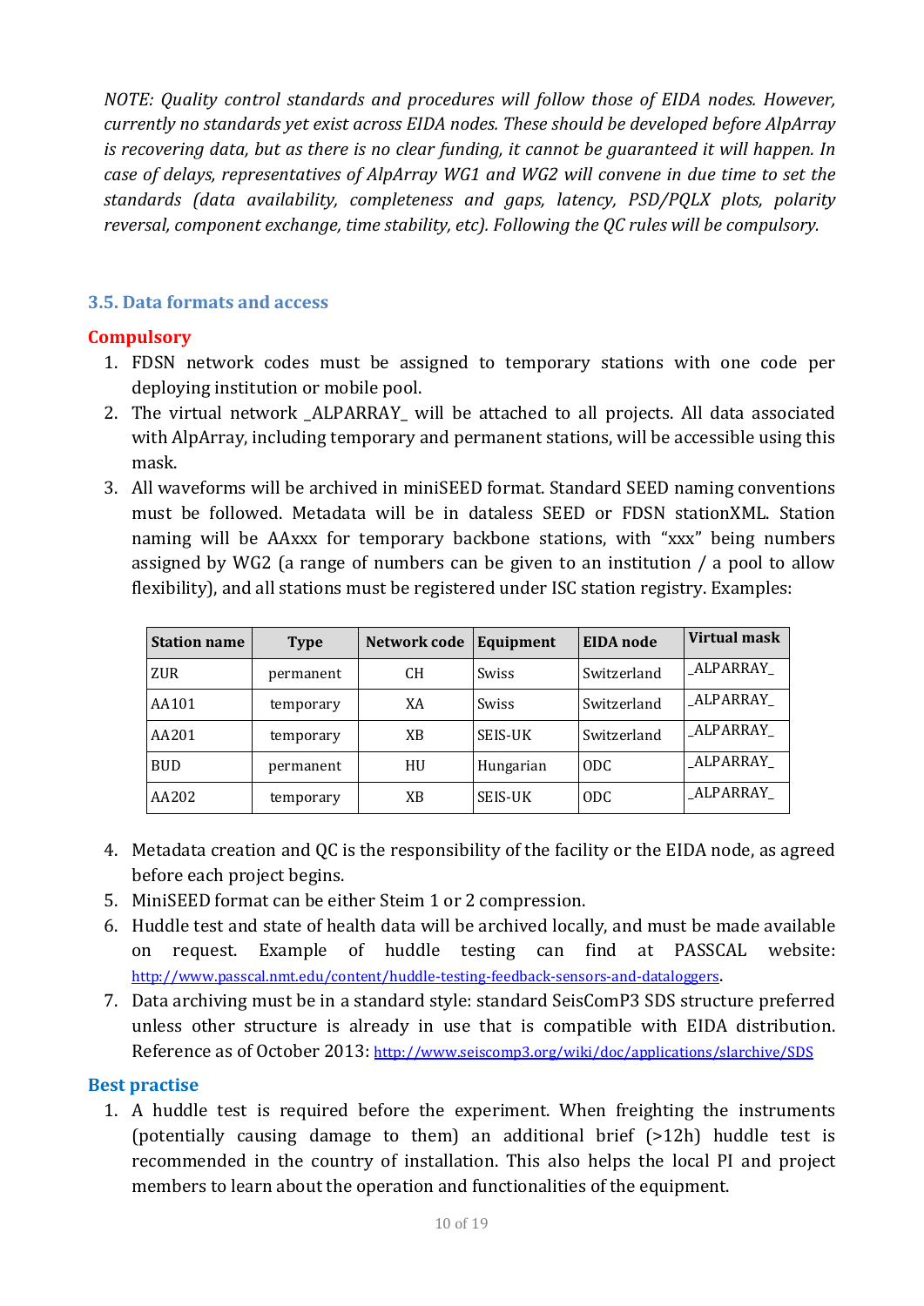*NOTE: Quality control standards and procedures will follow those of EIDA nodes. However, currently no standards yet exist across EIDA nodes. These should be developed before AlpArray is recovering data, but as there is no clear funding, it cannot be guaranteed it will happen. In case of delays, representatives of AlpArray WG1 and WG2 will convene in due time to set the standards (data availability, completeness and gaps, latency, PSD/PQLX plots, polarity reversal, component exchange, time stability, etc). Following the QC rules will be compulsory.*

### 3.5. Data formats and access

**Compulsory**

1. FDSN network codes must be assigned to temporary stations with one code per deploying institution or mobile pool.
2. The virtual network _ALPARRAY_ will be attached to all projects. All data associated with AlpArray, including temporary and permanent stations, will be accessible using this mask.
3. All waveforms will be archived in miniSEED format. Standard SEED naming conventions must be followed. Metadata will be in dataless SEED or FDSN stationXML. Station naming will be AAxxx for temporary backbone stations, with "xxx" being numbers assigned by WG2 (a range of numbers can be given to an institution / a pool to allow flexibility), and all stations must be registered under ISC station registry. Examples:

| Station name | Type | Network code | Equipment | EIDA node | Virtual mask |
|---|---|---|---|---|---|
| ZUR | permanent | CH | Swiss | Switzerland | _ALPARRAY_ |
| AA101 | temporary | XA | Swiss | Switzerland | _ALPARRAY_ |
| AA201 | temporary | XB | SEIS-UK | Switzerland | _ALPARRAY_ |
| BUD | permanent | HU | Hungarian | ODC | _ALPARRAY_ |
| AA202 | temporary | XB | SEIS-UK | ODC | _ALPARRAY_ |

4. Metadata creation and QC is the responsibility of the facility or the EIDA node, as agreed before each project begins.
5. MiniSEED format can be either Steim 1 or 2 compression.
6. Huddle test and state of health data will be archived locally, and must be made available on request. Example of huddle testing can find at PASSCAL website: http://www.passcal.nmt.edu/content/huddle-testing-feedback-sensors-and-dataloggers.
7. Data archiving must be in a standard style: standard SeisComP3 SDS structure preferred unless other structure is already in use that is compatible with EIDA distribution. Reference as of October 2013: http://www.seiscomp3.org/wiki/doc/applications/slarchive/SDS

**Best practise**

1. A huddle test is required before the experiment. When freighting the instruments (potentially causing damage to them) an additional brief (>12h) huddle test is recommended in the country of installation. This also helps the local PI and project members to learn about the operation and functionalities of the equipment.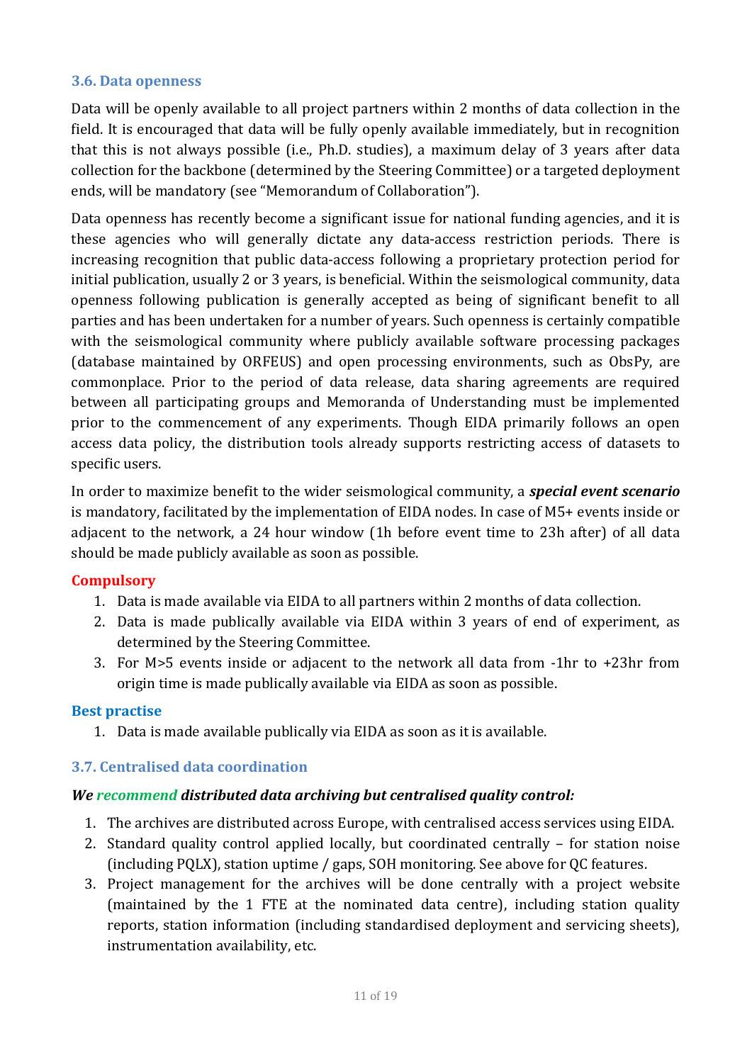### 3.6. Data openness

Data will be openly available to all project partners within 2 months of data collection in the field. It is encouraged that data will be fully openly available immediately, but in recognition that this is not always possible (i.e., Ph.D. studies), a maximum delay of 3 years after data collection for the backbone (determined by the Steering Committee) or a targeted deployment ends, will be mandatory (see "Memorandum of Collaboration").

Data openness has recently become a significant issue for national funding agencies, and it is these agencies who will generally dictate any data-access restriction periods. There is increasing recognition that public data-access following a proprietary protection period for initial publication, usually 2 or 3 years, is beneficial. Within the seismological community, data openness following publication is generally accepted as being of significant benefit to all parties and has been undertaken for a number of years. Such openness is certainly compatible with the seismological community where publicly available software processing packages (database maintained by ORFEUS) and open processing environments, such as ObsPy, are commonplace. Prior to the period of data release, data sharing agreements are required between all participating groups and Memoranda of Understanding must be implemented prior to the commencement of any experiments. Though EIDA primarily follows an open access data policy, the distribution tools already supports restricting access of datasets to specific users.

In order to maximize benefit to the wider seismological community, a ***special event scenario*** is mandatory, facilitated by the implementation of EIDA nodes. In case of M5+ events inside or adjacent to the network, a 24 hour window (1h before event time to 23h after) of all data should be made publicly available as soon as possible.

**Compulsory**

1. Data is made available via EIDA to all partners within 2 months of data collection.
2. Data is made publically available via EIDA within 3 years of end of experiment, as determined by the Steering Committee.
3. For M>5 events inside or adjacent to the network all data from -1hr to +23hr from origin time is made publically available via EIDA as soon as possible.

**Best practise**

1. Data is made available publically via EIDA as soon as it is available.

### 3.7. Centralised data coordination

***We recommend distributed data archiving but centralised quality control:***

1. The archives are distributed across Europe, with centralised access services using EIDA.
2. Standard quality control applied locally, but coordinated centrally – for station noise (including PQLX), station uptime / gaps, SOH monitoring. See above for QC features.
3. Project management for the archives will be done centrally with a project website (maintained by the 1 FTE at the nominated data centre), including station quality reports, station information (including standardised deployment and servicing sheets), instrumentation availability, etc.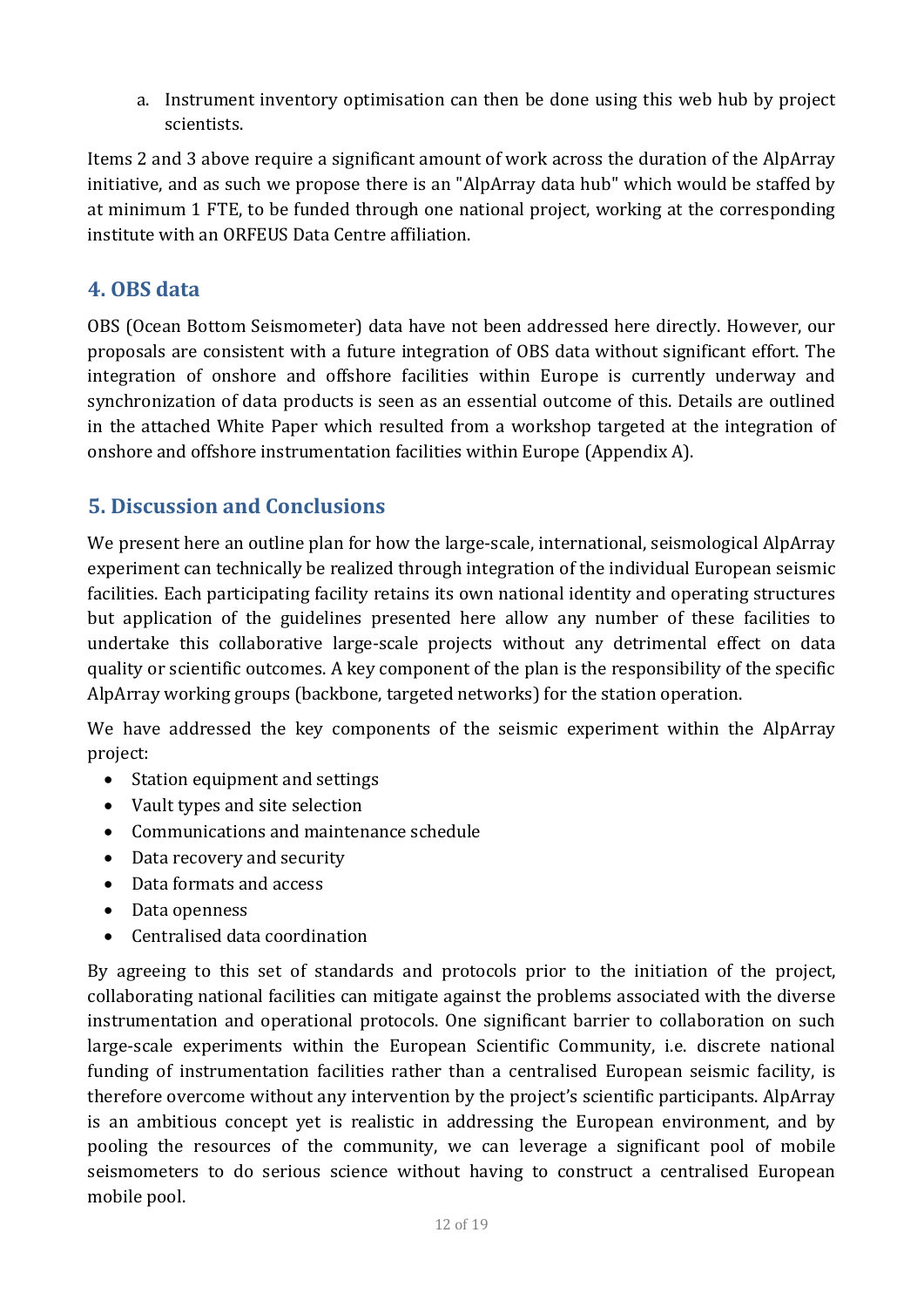a. Instrument inventory optimisation can then be done using this web hub by project scientists.

Items 2 and 3 above require a significant amount of work across the duration of the AlpArray initiative, and as such we propose there is an "AlpArray data hub" which would be staffed by at minimum 1 FTE, to be funded through one national project, working at the corresponding institute with an ORFEUS Data Centre affiliation.

## 4. OBS data

OBS (Ocean Bottom Seismometer) data have not been addressed here directly. However, our proposals are consistent with a future integration of OBS data without significant effort. The integration of onshore and offshore facilities within Europe is currently underway and synchronization of data products is seen as an essential outcome of this. Details are outlined in the attached White Paper which resulted from a workshop targeted at the integration of onshore and offshore instrumentation facilities within Europe (Appendix A).

## 5. Discussion and Conclusions

We present here an outline plan for how the large-scale, international, seismological AlpArray experiment can technically be realized through integration of the individual European seismic facilities. Each participating facility retains its own national identity and operating structures but application of the guidelines presented here allow any number of these facilities to undertake this collaborative large-scale projects without any detrimental effect on data quality or scientific outcomes. A key component of the plan is the responsibility of the specific AlpArray working groups (backbone, targeted networks) for the station operation.

We have addressed the key components of the seismic experiment within the AlpArray project:

- Station equipment and settings
- Vault types and site selection
- Communications and maintenance schedule
- Data recovery and security
- Data formats and access
- Data openness
- Centralised data coordination

By agreeing to this set of standards and protocols prior to the initiation of the project, collaborating national facilities can mitigate against the problems associated with the diverse instrumentation and operational protocols. One significant barrier to collaboration on such large-scale experiments within the European Scientific Community, i.e. discrete national funding of instrumentation facilities rather than a centralised European seismic facility, is therefore overcome without any intervention by the project's scientific participants. AlpArray is an ambitious concept yet is realistic in addressing the European environment, and by pooling the resources of the community, we can leverage a significant pool of mobile seismometers to do serious science without having to construct a centralised European mobile pool.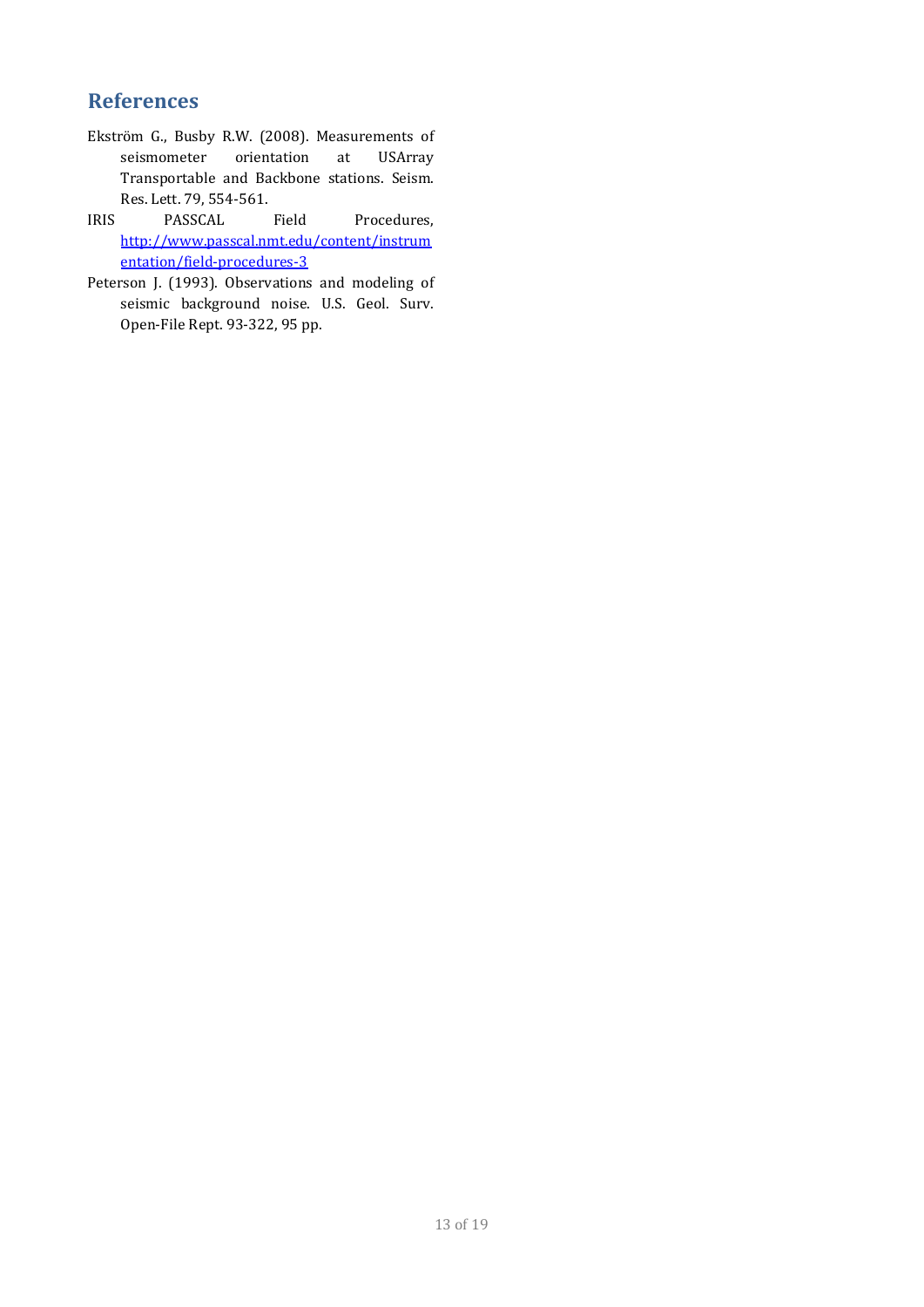## References

Ekström G., Busby R.W. (2008). Measurements of seismometer orientation at USArray Transportable and Backbone stations. Seism. Res. Lett. 79, 554-561.

IRIS PASSCAL Field Procedures, http://www.passcal.nmt.edu/content/instrumentation/field-procedures-3

Peterson J. (1993). Observations and modeling of seismic background noise. U.S. Geol. Surv. Open-File Rept. 93-322, 95 pp.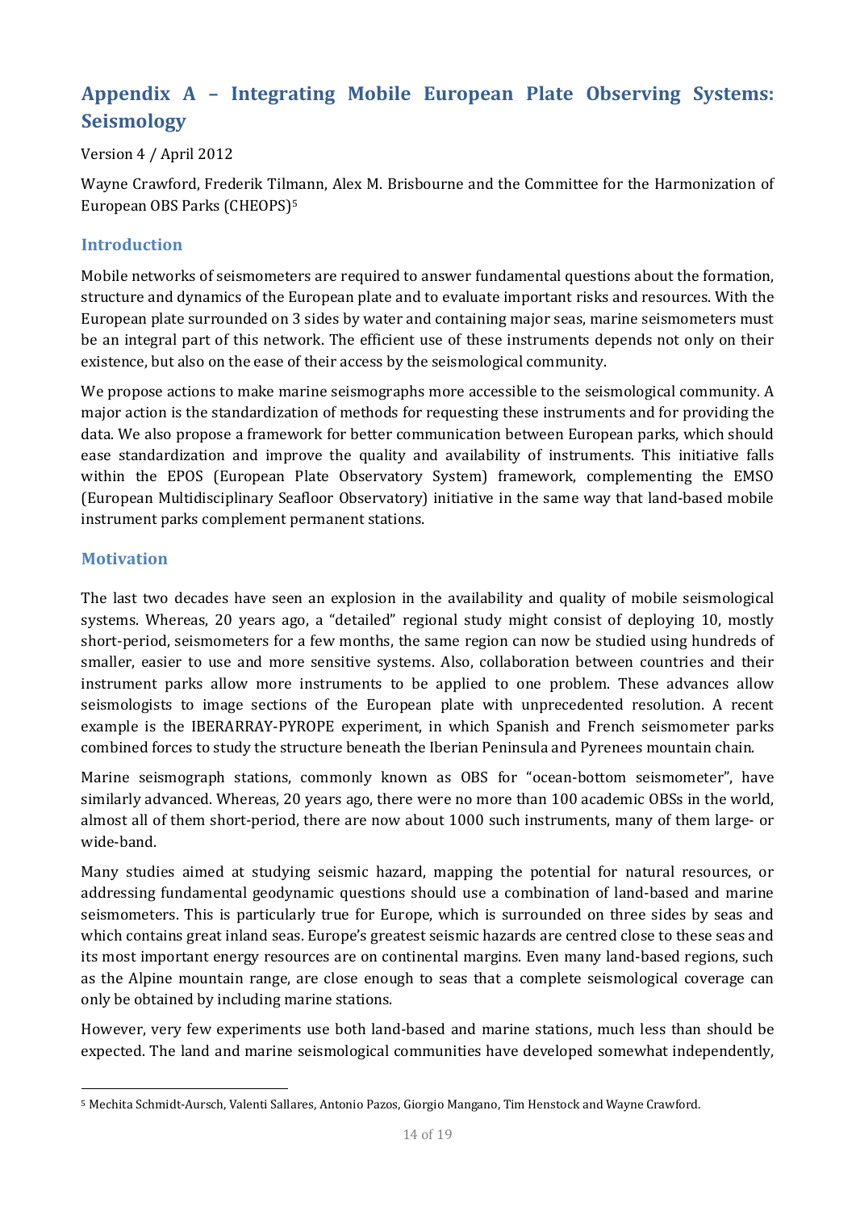# Appendix A – Integrating Mobile European Plate Observing Systems: Seismology

Version 4 / April 2012

Wayne Crawford, Frederik Tilmann, Alex M. Brisbourne and the Committee for the Harmonization of European OBS Parks (CHEOPS)[5]

## Introduction

Mobile networks of seismometers are required to answer fundamental questions about the formation, structure and dynamics of the European plate and to evaluate important risks and resources. With the European plate surrounded on 3 sides by water and containing major seas, marine seismometers must be an integral part of this network. The efficient use of these instruments depends not only on their existence, but also on the ease of their access by the seismological community.

We propose actions to make marine seismographs more accessible to the seismological community. A major action is the standardization of methods for requesting these instruments and for providing the data. We also propose a framework for better communication between European parks, which should ease standardization and improve the quality and availability of instruments. This initiative falls within the EPOS (European Plate Observatory System) framework, complementing the EMSO (European Multidisciplinary Seafloor Observatory) initiative in the same way that land-based mobile instrument parks complement permanent stations.

## Motivation

The last two decades have seen an explosion in the availability and quality of mobile seismological systems. Whereas, 20 years ago, a "detailed" regional study might consist of deploying 10, mostly short-period, seismometers for a few months, the same region can now be studied using hundreds of smaller, easier to use and more sensitive systems. Also, collaboration between countries and their instrument parks allow more instruments to be applied to one problem. These advances allow seismologists to image sections of the European plate with unprecedented resolution. A recent example is the IBERARRAY-PYROPE experiment, in which Spanish and French seismometer parks combined forces to study the structure beneath the Iberian Peninsula and Pyrenees mountain chain.

Marine seismograph stations, commonly known as OBS for "ocean-bottom seismometer", have similarly advanced. Whereas, 20 years ago, there were no more than 100 academic OBSs in the world, almost all of them short-period, there are now about 1000 such instruments, many of them large- or wide-band.

Many studies aimed at studying seismic hazard, mapping the potential for natural resources, or addressing fundamental geodynamic questions should use a combination of land-based and marine seismometers. This is particularly true for Europe, which is surrounded on three sides by seas and which contains great inland seas. Europe's greatest seismic hazards are centred close to these seas and its most important energy resources are on continental margins. Even many land-based regions, such as the Alpine mountain range, are close enough to seas that a complete seismological coverage can only be obtained by including marine stations.

However, very few experiments use both land-based and marine stations, much less than should be expected. The land and marine seismological communities have developed somewhat independently,

[5] Mechita Schmidt-Aursch, Valenti Sallares, Antonio Pazos, Giorgio Mangano, Tim Henstock and Wayne Crawford.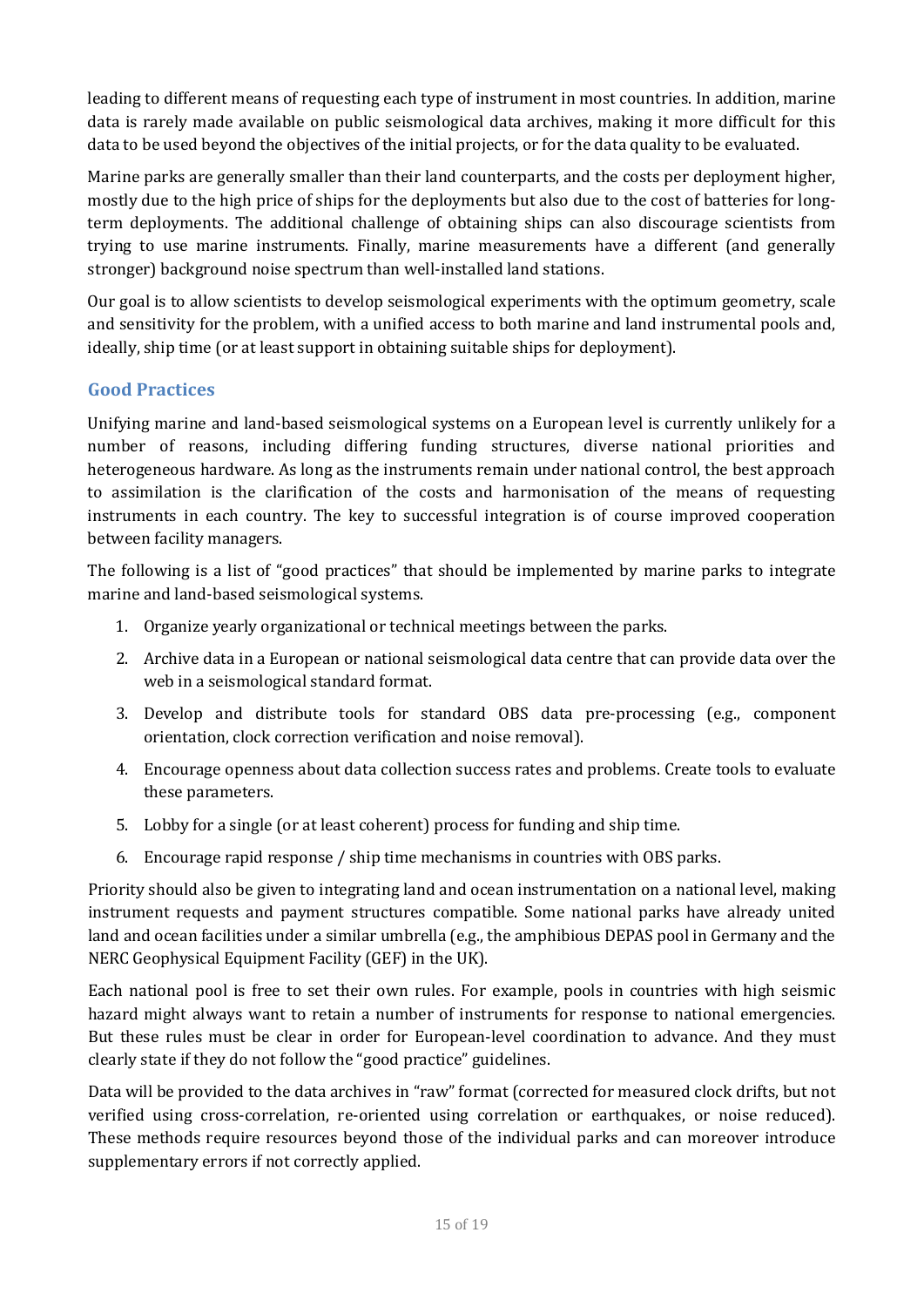leading to different means of requesting each type of instrument in most countries. In addition, marine data is rarely made available on public seismological data archives, making it more difficult for this data to be used beyond the objectives of the initial projects, or for the data quality to be evaluated.

Marine parks are generally smaller than their land counterparts, and the costs per deployment higher, mostly due to the high price of ships for the deployments but also due to the cost of batteries for long-term deployments. The additional challenge of obtaining ships can also discourage scientists from trying to use marine instruments. Finally, marine measurements have a different (and generally stronger) background noise spectrum than well-installed land stations.

Our goal is to allow scientists to develop seismological experiments with the optimum geometry, scale and sensitivity for the problem, with a unified access to both marine and land instrumental pools and, ideally, ship time (or at least support in obtaining suitable ships for deployment).

## Good Practices

Unifying marine and land-based seismological systems on a European level is currently unlikely for a number of reasons, including differing funding structures, diverse national priorities and heterogeneous hardware. As long as the instruments remain under national control, the best approach to assimilation is the clarification of the costs and harmonisation of the means of requesting instruments in each country. The key to successful integration is of course improved cooperation between facility managers.

The following is a list of "good practices" that should be implemented by marine parks to integrate marine and land-based seismological systems.

1. Organize yearly organizational or technical meetings between the parks.
2. Archive data in a European or national seismological data centre that can provide data over the web in a seismological standard format.
3. Develop and distribute tools for standard OBS data pre-processing (e.g., component orientation, clock correction verification and noise removal).
4. Encourage openness about data collection success rates and problems. Create tools to evaluate these parameters.
5. Lobby for a single (or at least coherent) process for funding and ship time.
6. Encourage rapid response / ship time mechanisms in countries with OBS parks.

Priority should also be given to integrating land and ocean instrumentation on a national level, making instrument requests and payment structures compatible. Some national parks have already united land and ocean facilities under a similar umbrella (e.g., the amphibious DEPAS pool in Germany and the NERC Geophysical Equipment Facility (GEF) in the UK).

Each national pool is free to set their own rules. For example, pools in countries with high seismic hazard might always want to retain a number of instruments for response to national emergencies. But these rules must be clear in order for European-level coordination to advance. And they must clearly state if they do not follow the "good practice" guidelines.

Data will be provided to the data archives in "raw" format (corrected for measured clock drifts, but not verified using cross-correlation, re-oriented using correlation or earthquakes, or noise reduced). These methods require resources beyond those of the individual parks and can moreover introduce supplementary errors if not correctly applied.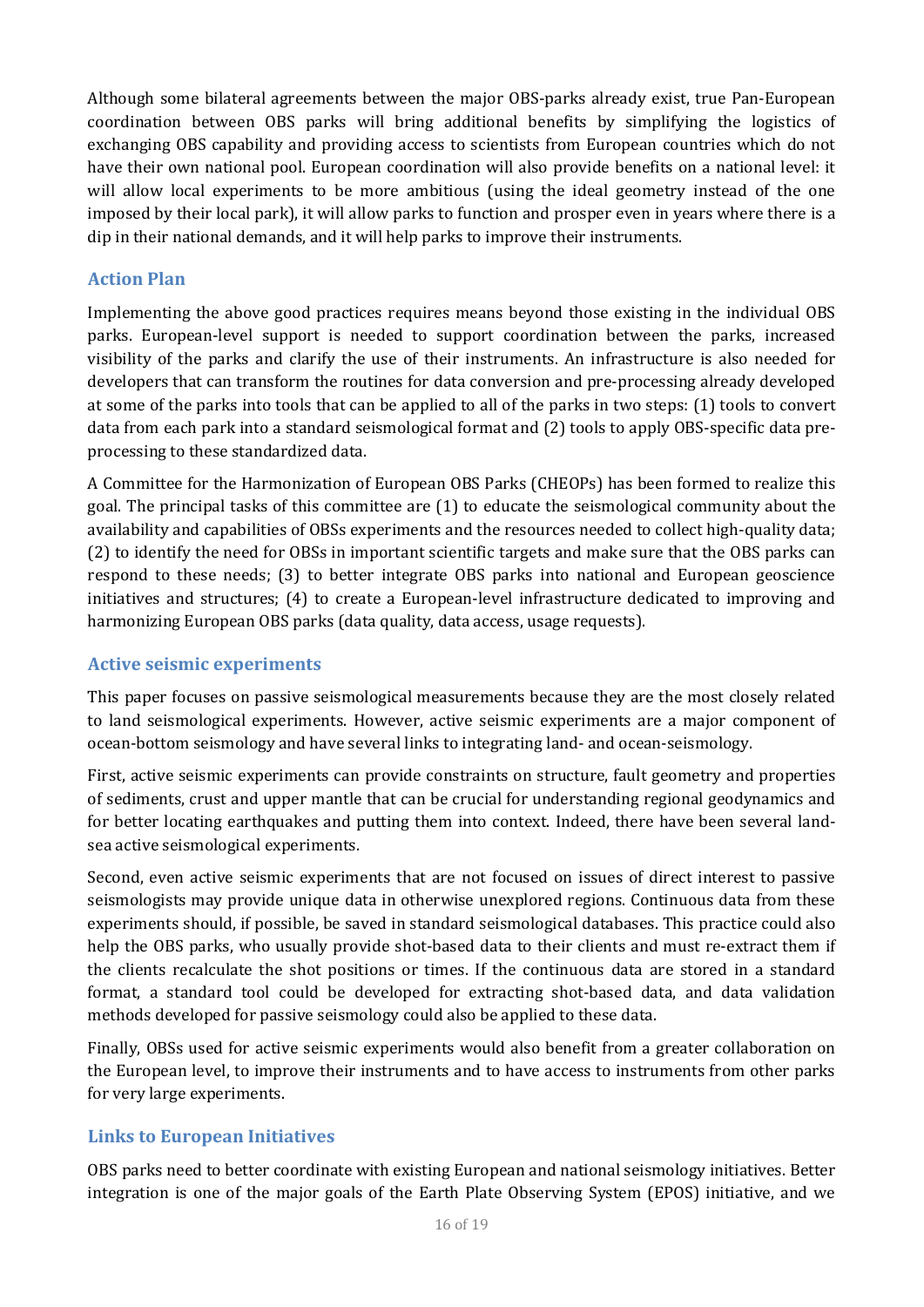Although some bilateral agreements between the major OBS-parks already exist, true Pan-European coordination between OBS parks will bring additional benefits by simplifying the logistics of exchanging OBS capability and providing access to scientists from European countries which do not have their own national pool. European coordination will also provide benefits on a national level: it will allow local experiments to be more ambitious (using the ideal geometry instead of the one imposed by their local park), it will allow parks to function and prosper even in years where there is a dip in their national demands, and it will help parks to improve their instruments.

## Action Plan

Implementing the above good practices requires means beyond those existing in the individual OBS parks. European-level support is needed to support coordination between the parks, increased visibility of the parks and clarify the use of their instruments. An infrastructure is also needed for developers that can transform the routines for data conversion and pre-processing already developed at some of the parks into tools that can be applied to all of the parks in two steps: (1) tools to convert data from each park into a standard seismological format and (2) tools to apply OBS-specific data pre-processing to these standardized data.

A Committee for the Harmonization of European OBS Parks (CHEOPs) has been formed to realize this goal. The principal tasks of this committee are (1) to educate the seismological community about the availability and capabilities of OBSs experiments and the resources needed to collect high-quality data; (2) to identify the need for OBSs in important scientific targets and make sure that the OBS parks can respond to these needs; (3) to better integrate OBS parks into national and European geoscience initiatives and structures; (4) to create a European-level infrastructure dedicated to improving and harmonizing European OBS parks (data quality, data access, usage requests).

## Active seismic experiments

This paper focuses on passive seismological measurements because they are the most closely related to land seismological experiments. However, active seismic experiments are a major component of ocean-bottom seismology and have several links to integrating land- and ocean-seismology.

First, active seismic experiments can provide constraints on structure, fault geometry and properties of sediments, crust and upper mantle that can be crucial for understanding regional geodynamics and for better locating earthquakes and putting them into context. Indeed, there have been several land-sea active seismological experiments.

Second, even active seismic experiments that are not focused on issues of direct interest to passive seismologists may provide unique data in otherwise unexplored regions. Continuous data from these experiments should, if possible, be saved in standard seismological databases. This practice could also help the OBS parks, who usually provide shot-based data to their clients and must re-extract them if the clients recalculate the shot positions or times. If the continuous data are stored in a standard format, a standard tool could be developed for extracting shot-based data, and data validation methods developed for passive seismology could also be applied to these data.

Finally, OBSs used for active seismic experiments would also benefit from a greater collaboration on the European level, to improve their instruments and to have access to instruments from other parks for very large experiments.

## Links to European Initiatives

OBS parks need to better coordinate with existing European and national seismology initiatives. Better integration is one of the major goals of the Earth Plate Observing System (EPOS) initiative, and we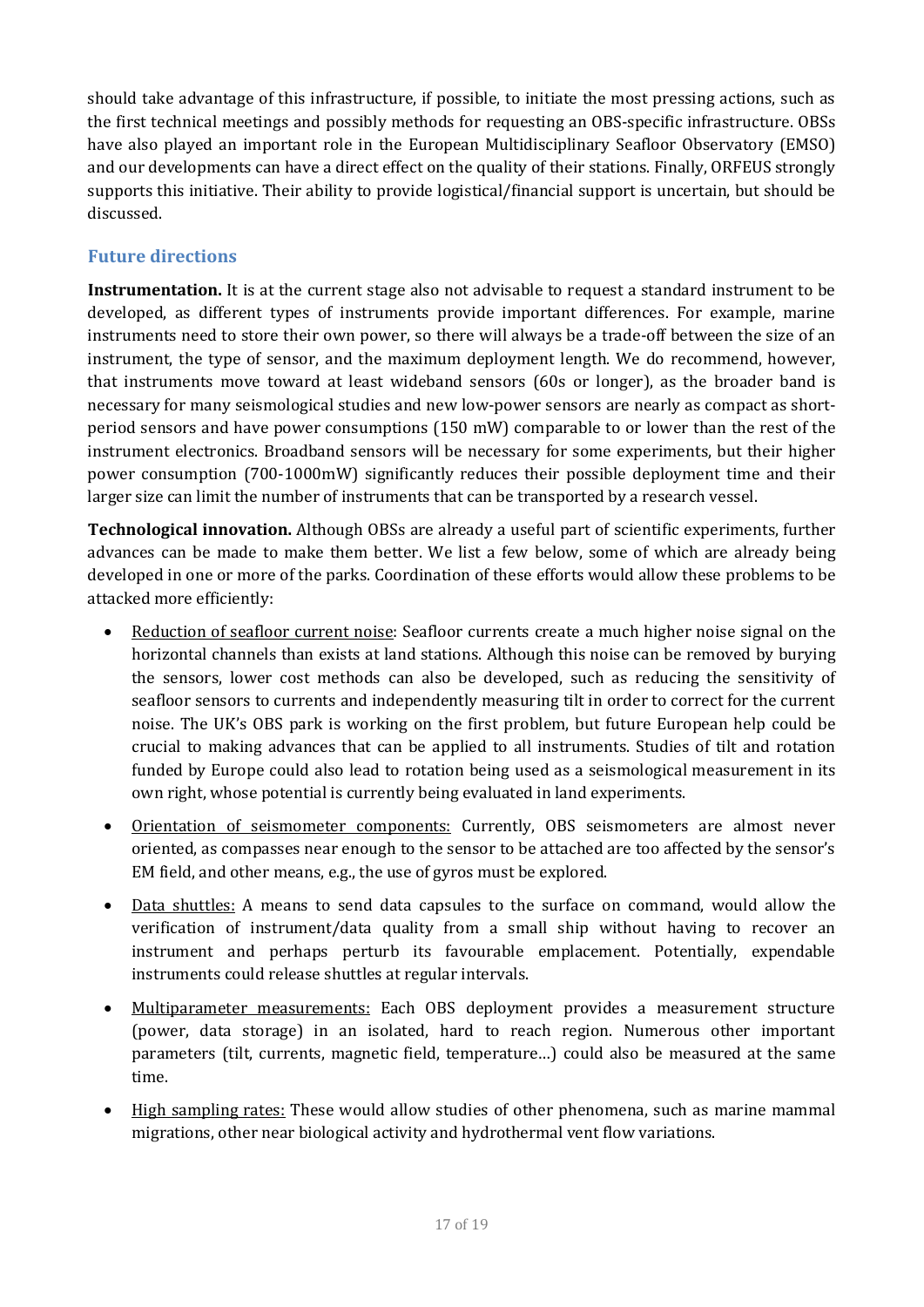should take advantage of this infrastructure, if possible, to initiate the most pressing actions, such as the first technical meetings and possibly methods for requesting an OBS-specific infrastructure. OBSs have also played an important role in the European Multidisciplinary Seafloor Observatory (EMSO) and our developments can have a direct effect on the quality of their stations. Finally, ORFEUS strongly supports this initiative. Their ability to provide logistical/financial support is uncertain, but should be discussed.

## Future directions

**Instrumentation.** It is at the current stage also not advisable to request a standard instrument to be developed, as different types of instruments provide important differences. For example, marine instruments need to store their own power, so there will always be a trade-off between the size of an instrument, the type of sensor, and the maximum deployment length. We do recommend, however, that instruments move toward at least wideband sensors (60s or longer), as the broader band is necessary for many seismological studies and new low-power sensors are nearly as compact as short-period sensors and have power consumptions (150 mW) comparable to or lower than the rest of the instrument electronics. Broadband sensors will be necessary for some experiments, but their higher power consumption (700-1000mW) significantly reduces their possible deployment time and their larger size can limit the number of instruments that can be transported by a research vessel.

**Technological innovation.** Although OBSs are already a useful part of scientific experiments, further advances can be made to make them better. We list a few below, some of which are already being developed in one or more of the parks. Coordination of these efforts would allow these problems to be attacked more efficiently:

- <u>Reduction of seafloor current noise</u>: Seafloor currents create a much higher noise signal on the horizontal channels than exists at land stations. Although this noise can be removed by burying the sensors, lower cost methods can also be developed, such as reducing the sensitivity of seafloor sensors to currents and independently measuring tilt in order to correct for the current noise. The UK's OBS park is working on the first problem, but future European help could be crucial to making advances that can be applied to all instruments. Studies of tilt and rotation funded by Europe could also lead to rotation being used as a seismological measurement in its own right, whose potential is currently being evaluated in land experiments.
- <u>Orientation of seismometer components:</u> Currently, OBS seismometers are almost never oriented, as compasses near enough to the sensor to be attached are too affected by the sensor's EM field, and other means, e.g., the use of gyros must be explored.
- <u>Data shuttles:</u> A means to send data capsules to the surface on command, would allow the verification of instrument/data quality from a small ship without having to recover an instrument and perhaps perturb its favourable emplacement. Potentially, expendable instruments could release shuttles at regular intervals.
- <u>Multiparameter measurements:</u> Each OBS deployment provides a measurement structure (power, data storage) in an isolated, hard to reach region. Numerous other important parameters (tilt, currents, magnetic field, temperature…) could also be measured at the same time.
- <u>High sampling rates:</u> These would allow studies of other phenomena, such as marine mammal migrations, other near biological activity and hydrothermal vent flow variations.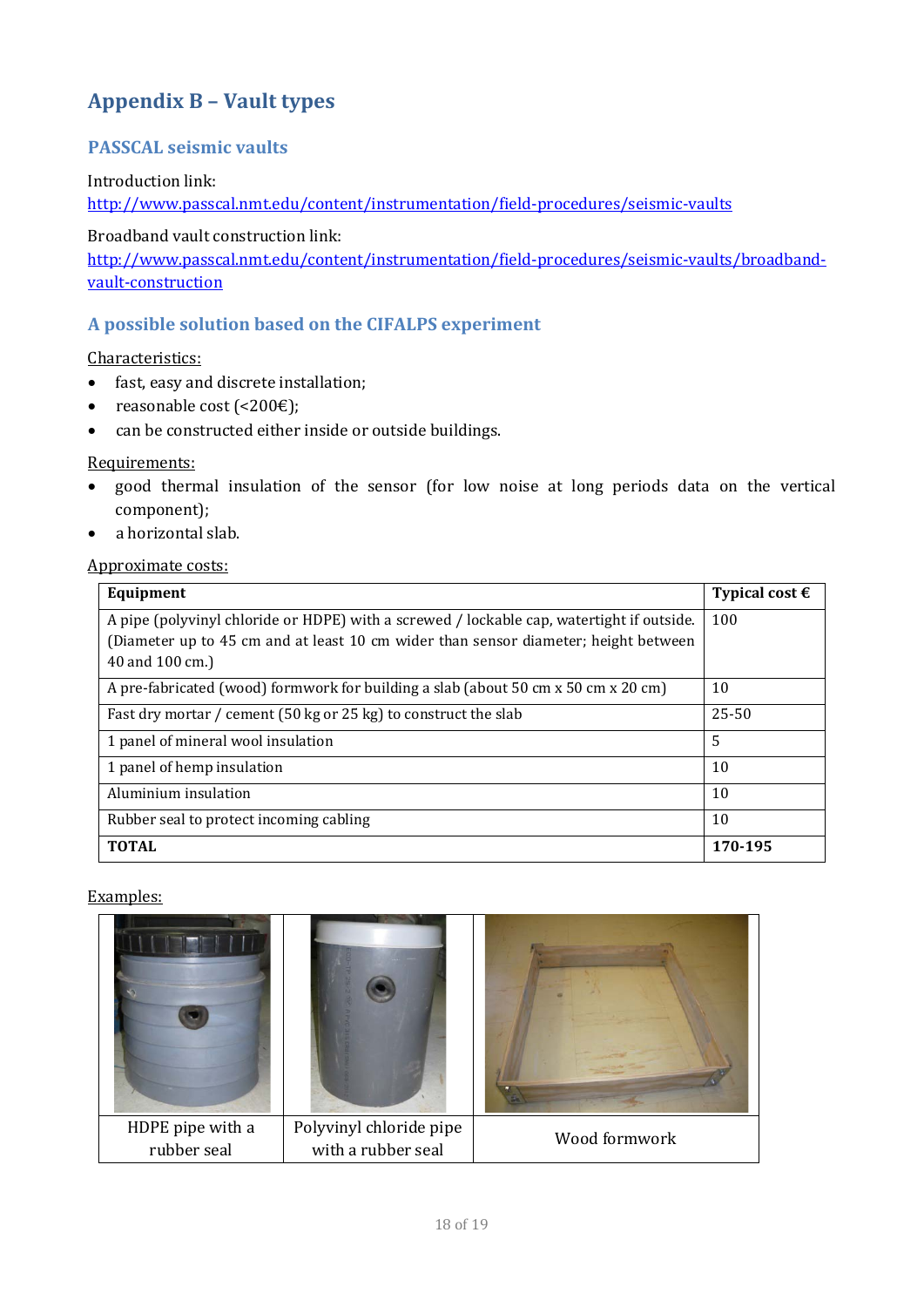## Appendix B – Vault types

### PASSCAL seismic vaults

Introduction link:
http://www.passcal.nmt.edu/content/instrumentation/field-procedures/seismic-vaults

Broadband vault construction link:
http://www.passcal.nmt.edu/content/instrumentation/field-procedures/seismic-vaults/broadband-vault-construction

### A possible solution based on the CIFALPS experiment

Characteristics:

- fast, easy and discrete installation;
- reasonable cost (<200€);
- can be constructed either inside or outside buildings.

Requirements:

- good thermal insulation of the sensor (for low noise at long periods data on the vertical component);
- a horizontal slab.

Approximate costs:

| Equipment | Typical cost € |
|---|---|
| A pipe (polyvinyl chloride or HDPE) with a screwed / lockable cap, watertight if outside. (Diameter up to 45 cm and at least 10 cm wider than sensor diameter; height between 40 and 100 cm.) | 100 |
| A pre-fabricated (wood) formwork for building a slab (about 50 cm x 50 cm x 20 cm) | 10 |
| Fast dry mortar / cement (50 kg or 25 kg) to construct the slab | 25-50 |
| 1 panel of mineral wool insulation | 5 |
| 1 panel of hemp insulation | 10 |
| Aluminium insulation | 10 |
| Rubber seal to protect incoming cabling | 10 |
| **TOTAL** | **170-195** |

Examples:

| HDPE pipe with a rubber seal | Polyvinyl chloride pipe with a rubber seal | Wood formwork |
|---|---|---|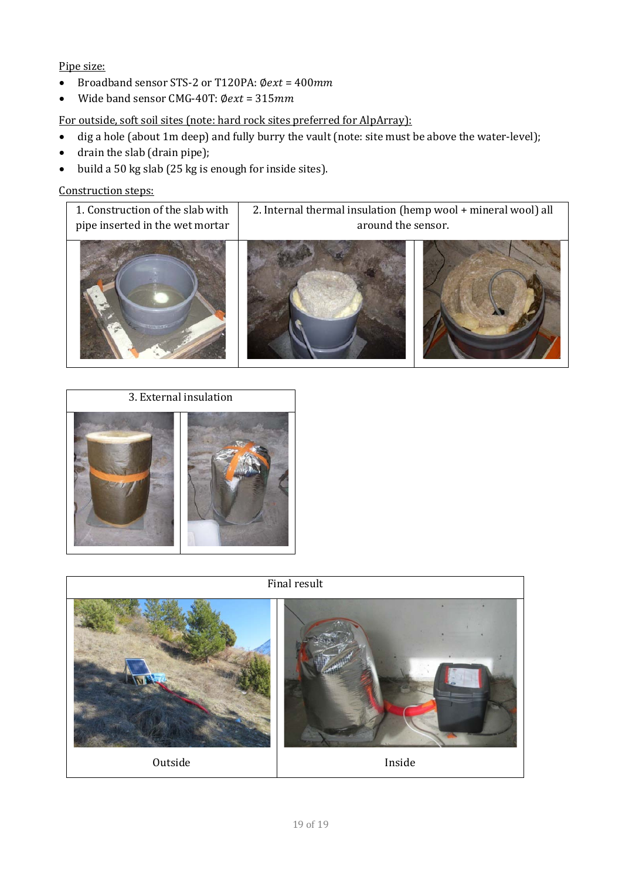Pipe size:

- Broadband sensor STS-2 or T120PA: $\emptyset ext = 400mm$
- Wide band sensor CMG-40T: $\emptyset ext = 315mm$

For outside, soft soil sites (note: hard rock sites preferred for AlpArray):

- dig a hole (about 1m deep) and fully burry the vault (note: site must be above the water-level);
- drain the slab (drain pipe);
- build a 50 kg slab (25 kg is enough for inside sites).

Construction steps:

| 1. Construction of the slab with pipe inserted in the wet mortar | 2. Internal thermal insulation (hemp wool + mineral wool) all around the sensor. | |
|---|---|---|

3. External insulation

Final result

Outside

Inside